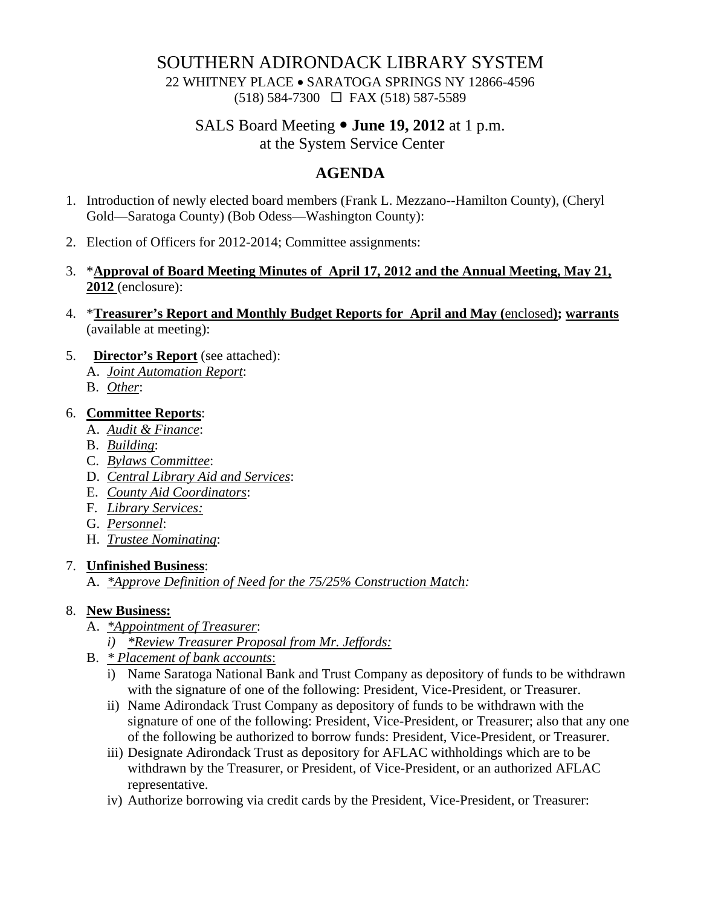# SOUTHERN ADIRONDACK LIBRARY SYSTEM

22 WHITNEY PLACE • SARATOGA SPRINGS NY 12866-4596
(518) 584-7300 ☐ FAX (518) 587-5589

SALS Board Meeting • **June 19, 2012** at 1 p.m.
at the System Service Center

## AGENDA

1. Introduction of newly elected board members (Frank L. Mezzano--Hamilton County), (Cheryl Gold—Saratoga County) (Bob Odess—Washington County):
2. Election of Officers for 2012-2014; Committee assignments:
3. ***Approval of Board Meeting Minutes of April 17, 2012 and the Annual Meeting, May 21, 2012*** (enclosure):
4. ***Treasurer's Report and Monthly Budget Reports for April and May (**enclosed**); warrants*** (available at meeting):
5. **Director's Report** (see attached):
   A. *Joint Automation Report*:
   B. *Other*:
6. **Committee Reports**:
   A. *Audit & Finance*:
   B. *Building*:
   C. *Bylaws Committee*:
   D. *Central Library Aid and Services*:
   E. *County Aid Coordinators*:
   F. *Library Services:*
   G. *Personnel*:
   H. *Trustee Nominating*:
7. **Unfinished Business**:
   A. *\*Approve Definition of Need for the 75/25% Construction Match:*
8. **New Business:**
   A. *\*Appointment of Treasurer*:
      i) *\*Review Treasurer Proposal from Mr. Jeffords:*
   B. *\* Placement of bank accounts*:
      i) Name Saratoga National Bank and Trust Company as depository of funds to be withdrawn with the signature of one of the following: President, Vice-President, or Treasurer.
      ii) Name Adirondack Trust Company as depository of funds to be withdrawn with the signature of one of the following: President, Vice-President, or Treasurer; also that any one of the following be authorized to borrow funds: President, Vice-President, or Treasurer.
      iii) Designate Adirondack Trust as depository for AFLAC withholdings which are to be withdrawn by the Treasurer, or President, of Vice-President, or an authorized AFLAC representative.
      iv) Authorize borrowing via credit cards by the President, Vice-President, or Treasurer: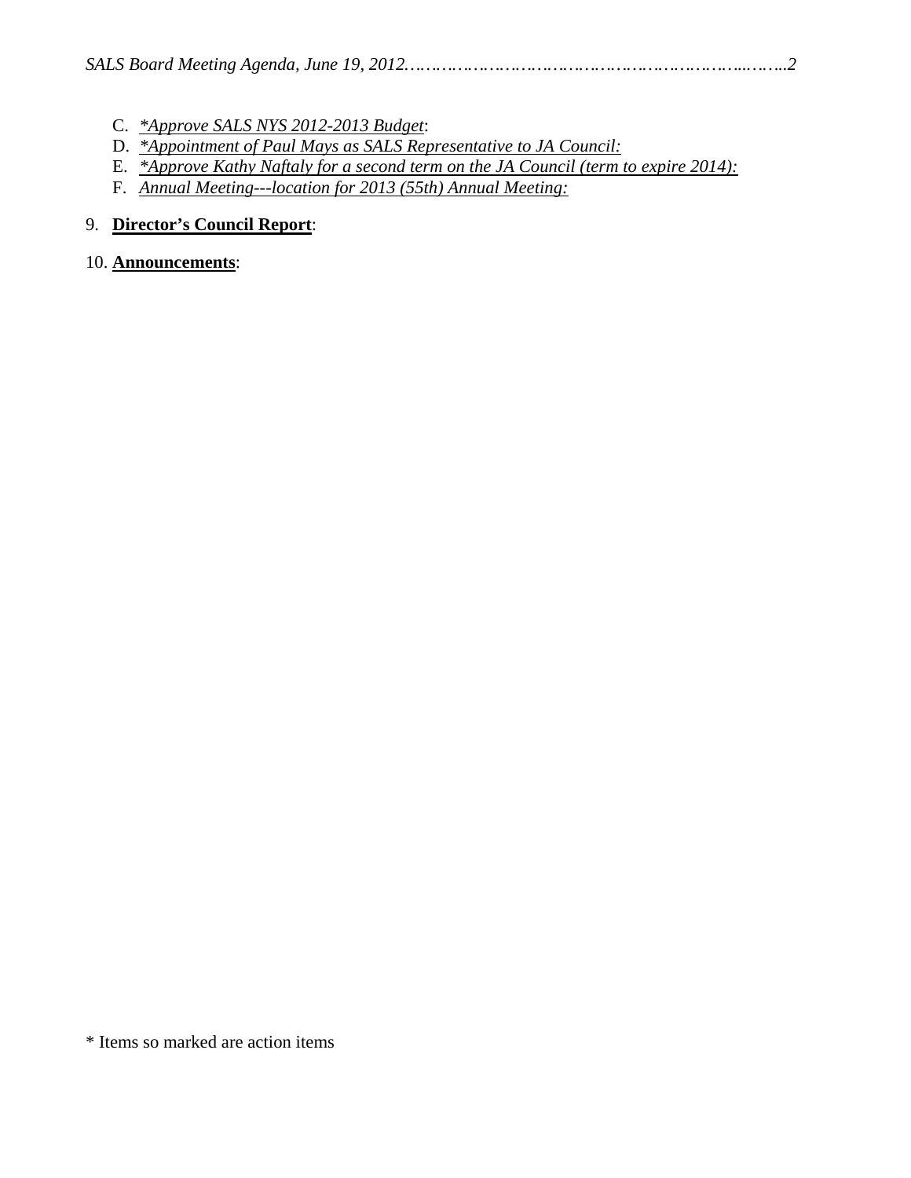C. *\*Approve SALS NYS 2012-2013 Budget*:
D. *\*Appointment of Paul Mays as SALS Representative to JA Council:*
E. *\*Approve Kathy Naftaly for a second term on the JA Council (term to expire 2014):*
F. *Annual Meeting---location for 2013 (55th) Annual Meeting:*

9. **Director's Council Report**:

10. **Announcements**:

\* Items so marked are action items